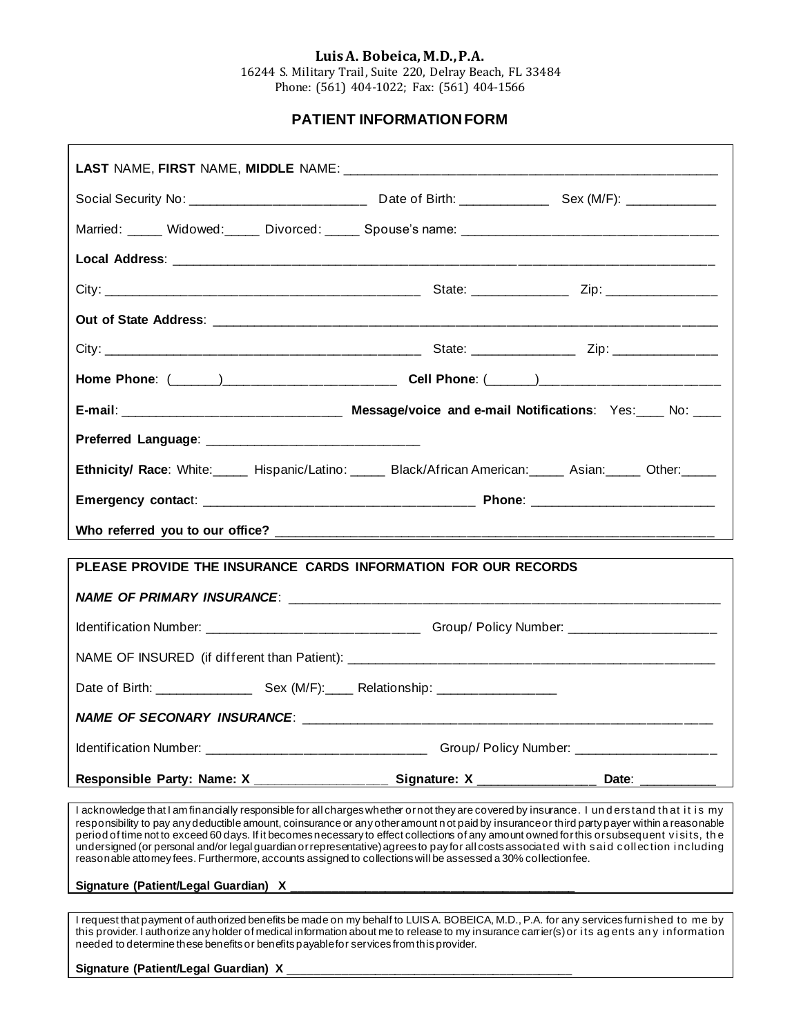**Luis A. Bobeica, M.D., P.A.**
16244 S. Military Trail, Suite 220, Delray Beach, FL 33484
Phone: (561) 404-1022; Fax: (561) 404-1566

## PATIENT INFORMATION FORM

**LAST** NAME, **FIRST** NAME, **MIDDLE** NAME: ______________________________________________

Social Security No: ________________________ Date of Birth: ____________ Sex (M/F): ____________

Married: _____ Widowed:_____ Divorced: _____ Spouse's name: ___________________________________

**Local Address**: ________________________________________________________________________

City: ___________________________________________ State: _____________ Zip: _______________

**Out of State Address**: __________________________________________________________________

City: ___________________________________________ State: ______________ Zip: ______________

**Home Phone**: (______)_______________________ **Cell Phone**: (______)________________________

**E-mail**: ______________________________ **Message/voice and e-mail Notifications**: Yes:____ No: ____

**Preferred Language**: _____________________________

**Ethnicity/ Race**: White:_____ Hispanic/Latino: _____ Black/African American:_____ Asian:_____ Other:_____

**Emergency contact**: ____________________________________ **Phone**: _________________________

**Who referred you to our office?** _________________________________________________________

**PLEASE PROVIDE THE INSURANCE CARDS INFORMATION FOR OUR RECORDS**

***NAME OF PRIMARY INSURANCE***: _________________________________________________________

Identification Number: _____________________________ Group/ Policy Number: ____________________

NAME OF INSURED (if different than Patient): _________________________________________________

Date of Birth: _____________ Sex (M/F):____ Relationship: ________________

***NAME OF SECONARY INSURANCE***: _______________________________________________________

Identification Number: ______________________________ Group/ Policy Number: ___________________

**Responsible Party: Name: X _________________ Signature: X ________________ Date**: __________

I acknowledge that I am financially responsible for all charges whether or not they are covered by insurance. I understand that it is my responsibility to pay any deductible amount, coinsurance or any other amount not paid by insurance or third party payer within a reasonable period of time not to exceed 60 days. If it becomes necessary to effect collections of any amount owned for this or subsequent visits, the undersigned (or personal and/or legal guardian or representative) agrees to pay for all costs associated with said collection including reasonable attorney fees. Furthermore, accounts assigned to collections will be assessed a 30% collection fee.

**Signature (Patient/Legal Guardian) X** __________________________________________

I request that payment of authorized benefits be made on my behalf to LUIS A. BOBEICA, M.D., P.A. for any services furnished to me by this provider. I authorize any holder of medical information about me to release to my insurance carrier(s) or its agents any information needed to determine these benefits or benefits payable for services from this provider.

**Signature (Patient/Legal Guardian) X** __________________________________________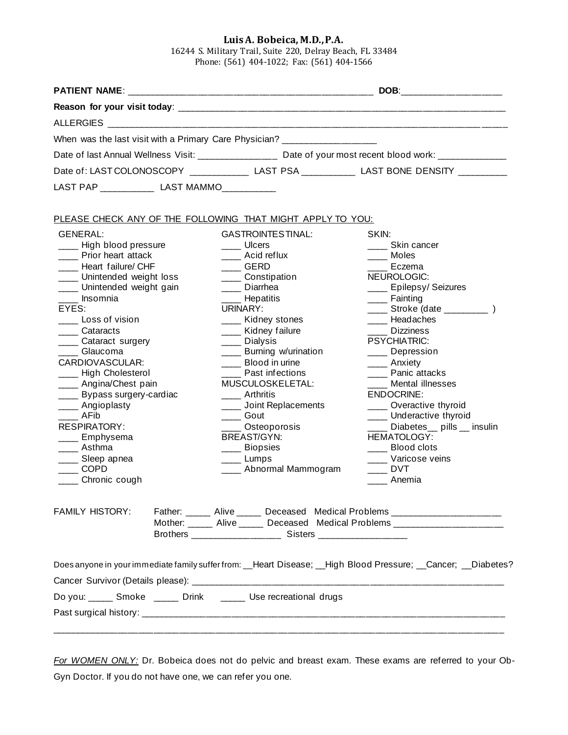**Luis A. Bobeica, M.D., P.A.**
16244 S. Military Trail, Suite 220, Delray Beach, FL 33484
Phone: (561) 404-1022; Fax: (561) 404-1566

**PATIENT NAME**: ________________________________________________ **DOB**:___________________

**Reason for your visit today**: ____________________________________________________________________

ALLERGIES ___________________________________________________________________________________

When was the last visit with a Primary Care Physician? __________________

Date of last Annual Wellness Visit: _______________ Date of your most recent blood work: _____________

Date of: LAST COLONOSCOPY ___________ LAST PSA __________ LAST BONE DENSITY _________

LAST PAP __________ LAST MAMMO__________

PLEASE CHECK ANY OF THE FOLLOWING THAT MIGHT APPLY TO YOU:

GENERAL:
- ____ High blood pressure
- ____ Prior heart attack
- ____ Heart failure/ CHF
- ____ Unintended weight loss
- ____ Unintended weight gain
- ____ Insomnia

EYES:
- ____ Loss of vision
- ____ Cataracts
- ____ Cataract surgery
- ____ Glaucoma

CARDIOVASCULAR:
- ____ High Cholesterol
- ____ Angina/Chest pain
- ____ Bypass surgery-cardiac
- ____ Angioplasty
- ____ AFib

RESPIRATORY:
- ____ Emphysema
- ____ Asthma
- ____ Sleep apnea
- ____ COPD
- ____ Chronic cough

GASTROINTESTINAL:
- ____ Ulcers
- ____ Acid reflux
- ____ GERD
- ____ Constipation
- ____ Diarrhea
- ____ Hepatitis

URINARY:
- ____ Kidney stones
- ____ Kidney failure
- ____ Dialysis
- ____ Burning w/urination
- ____ Blood in urine
- ____ Past infections

MUSCULOSKELETAL:
- ____ Arthritis
- ____ Joint Replacements
- ____ Gout
- ____ Osteoporosis

BREAST/GYN:
- ____ Biopsies
- ____ Lumps
- ____ Abnormal Mammogram

SKIN:
- ____ Skin cancer
- ____ Moles
- ____ Eczema

NEUROLOGIC:
- ____ Epilepsy/ Seizures
- ____ Fainting
- ____ Stroke (date ________ )
- ____ Headaches
- ____ Dizziness

PSYCHIATRIC:
- ____ Depression
- ____ Anxiety
- ____ Panic attacks
- ____ Mental illnesses

ENDOCRINE:
- ____ Overactive thyroid
- ____ Underactive thyroid
- ____ Diabetes__ pills __ insulin

HEMATOLOGY:
- ____ Blood clots
- ____ Varicose veins
- ____ DVT
- ____ Anemia

FAMILY HISTORY:
Father: _____ Alive _____ Deceased Medical Problems _____________________
Mother: _____ Alive _____ Deceased Medical Problems _____________________
Brothers _________________ Sisters _________________

Does anyone in your immediate family suffer from: __Heart Disease; __High Blood Pressure; __Cancer; __Diabetes?

Cancer Survivor (Details please): ____________________________________________________________

Do you: _____ Smoke _____ Drink _____ Use recreational drugs

Past surgical history: _______________________________________________________________________

_____________________________________________________________________________________________

*For WOMEN ONLY:* Dr. Bobeica does not do pelvic and breast exam. These exams are referred to your Ob-Gyn Doctor. If you do not have one, we can refer you one.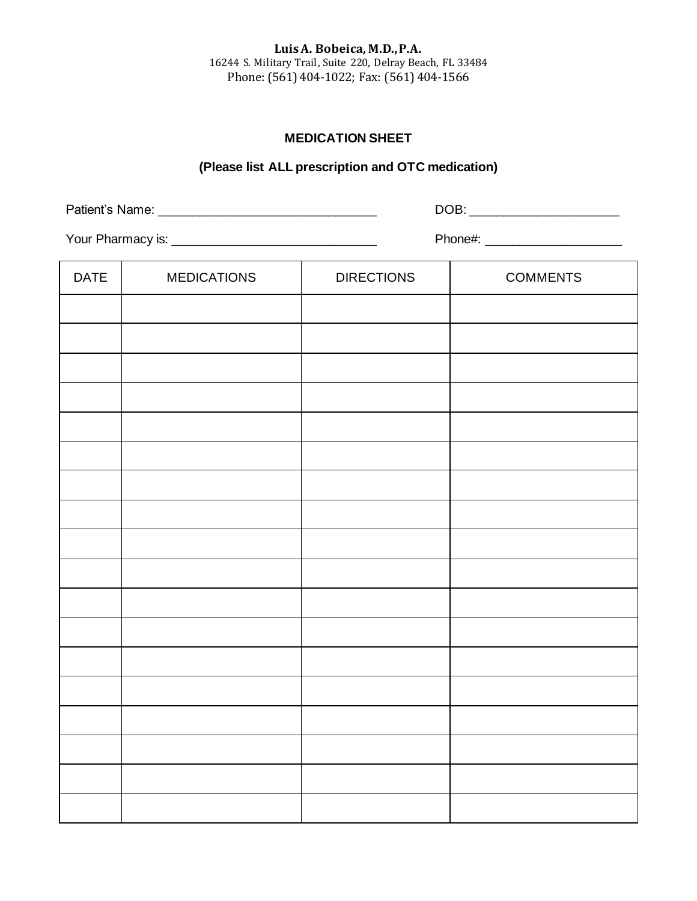**Luis A. Bobeica, M.D., P.A.**
16244 S. Military Trail, Suite 220, Delray Beach, FL 33484
Phone: (561) 404-1022; Fax: (561) 404-1566

## MEDICATION SHEET

**(Please list ALL prescription and OTC medication)**

Patient's Name: _______________________________ DOB: _____________________

Your Pharmacy is: _____________________________ Phone#: ___________________

| DATE | MEDICATIONS | DIRECTIONS | COMMENTS |
|---|---|---|---|
| | | | |
| | | | |
| | | | |
| | | | |
| | | | |
| | | | |
| | | | |
| | | | |
| | | | |
| | | | |
| | | | |
| | | | |
| | | | |
| | | | |
| | | | |
| | | | |
| | | | |
| | | | |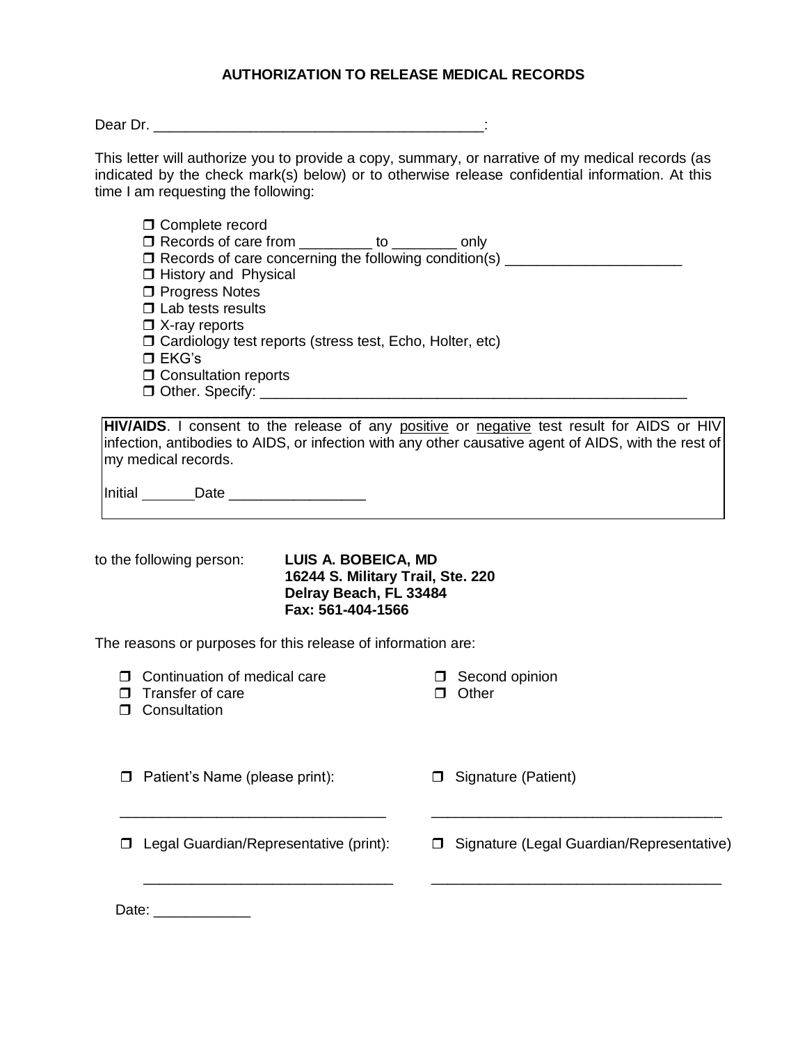# AUTHORIZATION TO RELEASE MEDICAL RECORDS

Dear Dr. _________________________________________:

This letter will authorize you to provide a copy, summary, or narrative of my medical records (as indicated by the check mark(s) below) or to otherwise release confidential information. At this time I am requesting the following:

- ❒ Complete record
- ❒ Records of care from _________ to ________ only
- ❒ Records of care concerning the following condition(s) ______________________
- ❒ History and Physical
- ❒ Progress Notes
- ❒ Lab tests results
- ❒ X-ray reports
- ❒ Cardiology test reports (stress test, Echo, Holter, etc)
- ❒ EKG's
- ❒ Consultation reports
- ❒ Other. Specify: ______________________________________________________

**HIV/AIDS**. I consent to the release of any positive or negative test result for AIDS or HIV infection, antibodies to AIDS, or infection with any other causative agent of AIDS, with the rest of my medical records.

Initial _______ Date _________________

to the following person:

**LUIS A. BOBEICA, MD**
**16244 S. Military Trail, Ste. 220**
**Delray Beach, FL 33484**
**Fax: 561-404-1566**

The reasons or purposes for this release of information are:

- ❒ Continuation of medical care
- ❒ Transfer of care
- ❒ Consultation
- ❒ Second opinion
- ❒ Other

❒ Patient's Name (please print): _________________________________

❒ Signature (Patient) ____________________________________

❒ Legal Guardian/Representative (print): _______________________________

❒ Signature (Legal Guardian/Representative) ____________________________________

Date: ____________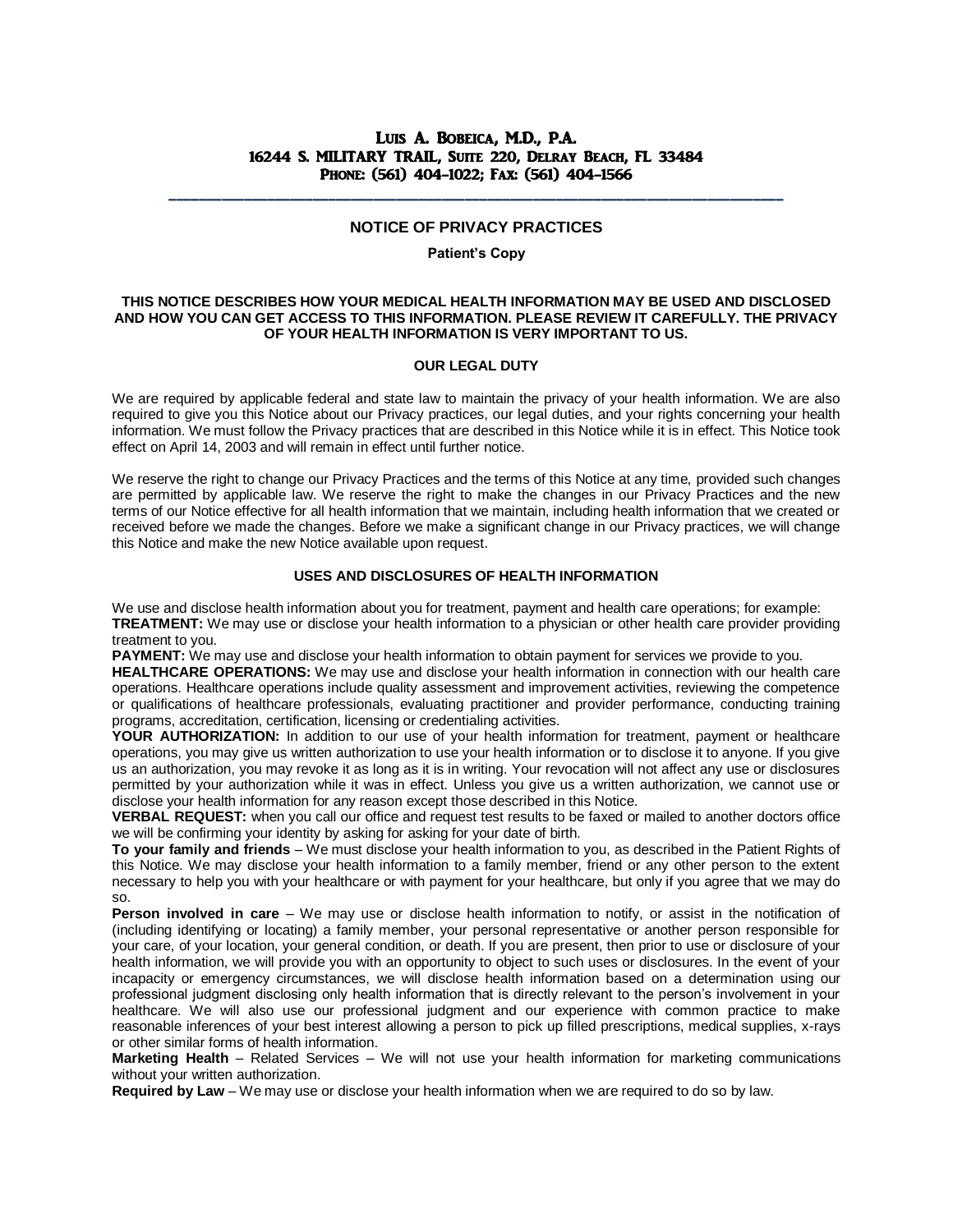# LUIS A. BOBEICA, M.D., P.A.
# 16244 S. MILITARY TRAIL, SUITE 220, DELRAY BEACH, FL 33484
# PHONE: (561) 404-1022; FAX: (561) 404-1566

---

## NOTICE OF PRIVACY PRACTICES

**Patient's Copy**

**THIS NOTICE DESCRIBES HOW YOUR MEDICAL HEALTH INFORMATION MAY BE USED AND DISCLOSED AND HOW YOU CAN GET ACCESS TO THIS INFORMATION. PLEASE REVIEW IT CAREFULLY. THE PRIVACY OF YOUR HEALTH INFORMATION IS VERY IMPORTANT TO US.**

### OUR LEGAL DUTY

We are required by applicable federal and state law to maintain the privacy of your health information. We are also required to give you this Notice about our Privacy practices, our legal duties, and your rights concerning your health information. We must follow the Privacy practices that are described in this Notice while it is in effect. This Notice took effect on April 14, 2003 and will remain in effect until further notice.

We reserve the right to change our Privacy Practices and the terms of this Notice at any time, provided such changes are permitted by applicable law. We reserve the right to make the changes in our Privacy Practices and the new terms of our Notice effective for all health information that we maintain, including health information that we created or received before we made the changes. Before we make a significant change in our Privacy practices, we will change this Notice and make the new Notice available upon request.

### USES AND DISCLOSURES OF HEALTH INFORMATION

We use and disclose health information about you for treatment, payment and health care operations; for example:

**TREATMENT:** We may use or disclose your health information to a physician or other health care provider providing treatment to you.

**PAYMENT:** We may use and disclose your health information to obtain payment for services we provide to you.

**HEALTHCARE OPERATIONS:** We may use and disclose your health information in connection with our health care operations. Healthcare operations include quality assessment and improvement activities, reviewing the competence or qualifications of healthcare professionals, evaluating practitioner and provider performance, conducting training programs, accreditation, certification, licensing or credentialing activities.

**YOUR AUTHORIZATION:** In addition to our use of your health information for treatment, payment or healthcare operations, you may give us written authorization to use your health information or to disclose it to anyone. If you give us an authorization, you may revoke it as long as it is in writing. Your revocation will not affect any use or disclosures permitted by your authorization while it was in effect. Unless you give us a written authorization, we cannot use or disclose your health information for any reason except those described in this Notice.

**VERBAL REQUEST:** when you call our office and request test results to be faxed or mailed to another doctors office we will be confirming your identity by asking for asking for your date of birth.

**To your family and friends** – We must disclose your health information to you, as described in the Patient Rights of this Notice. We may disclose your health information to a family member, friend or any other person to the extent necessary to help you with your healthcare or with payment for your healthcare, but only if you agree that we may do so.

**Person involved in care** – We may use or disclose health information to notify, or assist in the notification of (including identifying or locating) a family member, your personal representative or another person responsible for your care, of your location, your general condition, or death. If you are present, then prior to use or disclosure of your health information, we will provide you with an opportunity to object to such uses or disclosures. In the event of your incapacity or emergency circumstances, we will disclose health information based on a determination using our professional judgment disclosing only health information that is directly relevant to the person's involvement in your healthcare. We will also use our professional judgment and our experience with common practice to make reasonable inferences of your best interest allowing a person to pick up filled prescriptions, medical supplies, x-rays or other similar forms of health information.

**Marketing Health** – Related Services – We will not use your health information for marketing communications without your written authorization.

**Required by Law** – We may use or disclose your health information when we are required to do so by law.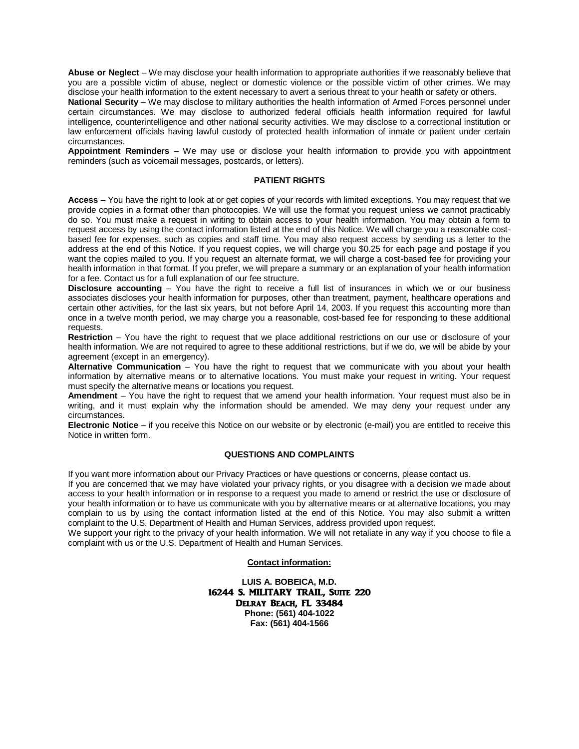**Abuse or Neglect** – We may disclose your health information to appropriate authorities if we reasonably believe that you are a possible victim of abuse, neglect or domestic violence or the possible victim of other crimes. We may disclose your health information to the extent necessary to avert a serious threat to your health or safety or others.

**National Security** – We may disclose to military authorities the health information of Armed Forces personnel under certain circumstances. We may disclose to authorized federal officials health information required for lawful intelligence, counterintelligence and other national security activities. We may disclose to a correctional institution or law enforcement officials having lawful custody of protected health information of inmate or patient under certain circumstances.

**Appointment Reminders** – We may use or disclose your health information to provide you with appointment reminders (such as voicemail messages, postcards, or letters).

## PATIENT RIGHTS

**Access** – You have the right to look at or get copies of your records with limited exceptions. You may request that we provide copies in a format other than photocopies. We will use the format you request unless we cannot practicably do so. You must make a request in writing to obtain access to your health information. You may obtain a form to request access by using the contact information listed at the end of this Notice. We will charge you a reasonable cost-based fee for expenses, such as copies and staff time. You may also request access by sending us a letter to the address at the end of this Notice. If you request copies, we will charge you $0.25 for each page and postage if you want the copies mailed to you. If you request an alternate format, we will charge a cost-based fee for providing your health information in that format. If you prefer, we will prepare a summary or an explanation of your health information for a fee. Contact us for a full explanation of our fee structure.

**Disclosure accounting** – You have the right to receive a full list of insurances in which we or our business associates discloses your health information for purposes, other than treatment, payment, healthcare operations and certain other activities, for the last six years, but not before April 14, 2003. If you request this accounting more than once in a twelve month period, we may charge you a reasonable, cost-based fee for responding to these additional requests.

**Restriction** – You have the right to request that we place additional restrictions on our use or disclosure of your health information. We are not required to agree to these additional restrictions, but if we do, we will be abide by your agreement (except in an emergency).

**Alternative Communication** – You have the right to request that we communicate with you about your health information by alternative means or to alternative locations. You must make your request in writing. Your request must specify the alternative means or locations you request.

**Amendment** – You have the right to request that we amend your health information. Your request must also be in writing, and it must explain why the information should be amended. We may deny your request under any circumstances.

**Electronic Notice** – if you receive this Notice on our website or by electronic (e-mail) you are entitled to receive this Notice in written form.

## QUESTIONS AND COMPLAINTS

If you want more information about our Privacy Practices or have questions or concerns, please contact us.

If you are concerned that we may have violated your privacy rights, or you disagree with a decision we made about access to your health information or in response to a request you made to amend or restrict the use or disclosure of your health information or to have us communicate with you by alternative means or at alternative locations, you may complain to us by using the contact information listed at the end of this Notice. You may also submit a written complaint to the U.S. Department of Health and Human Services, address provided upon request.

We support your right to the privacy of your health information. We will not retaliate in any way if you choose to file a complaint with us or the U.S. Department of Health and Human Services.

**Contact information:**

**LUIS A. BOBEICA, M.D.**
**16244 S. MILITARY TRAIL, Suite 220**
**Delray Beach, FL 33484**
**Phone: (561) 404-1022**
**Fax: (561) 404-1566**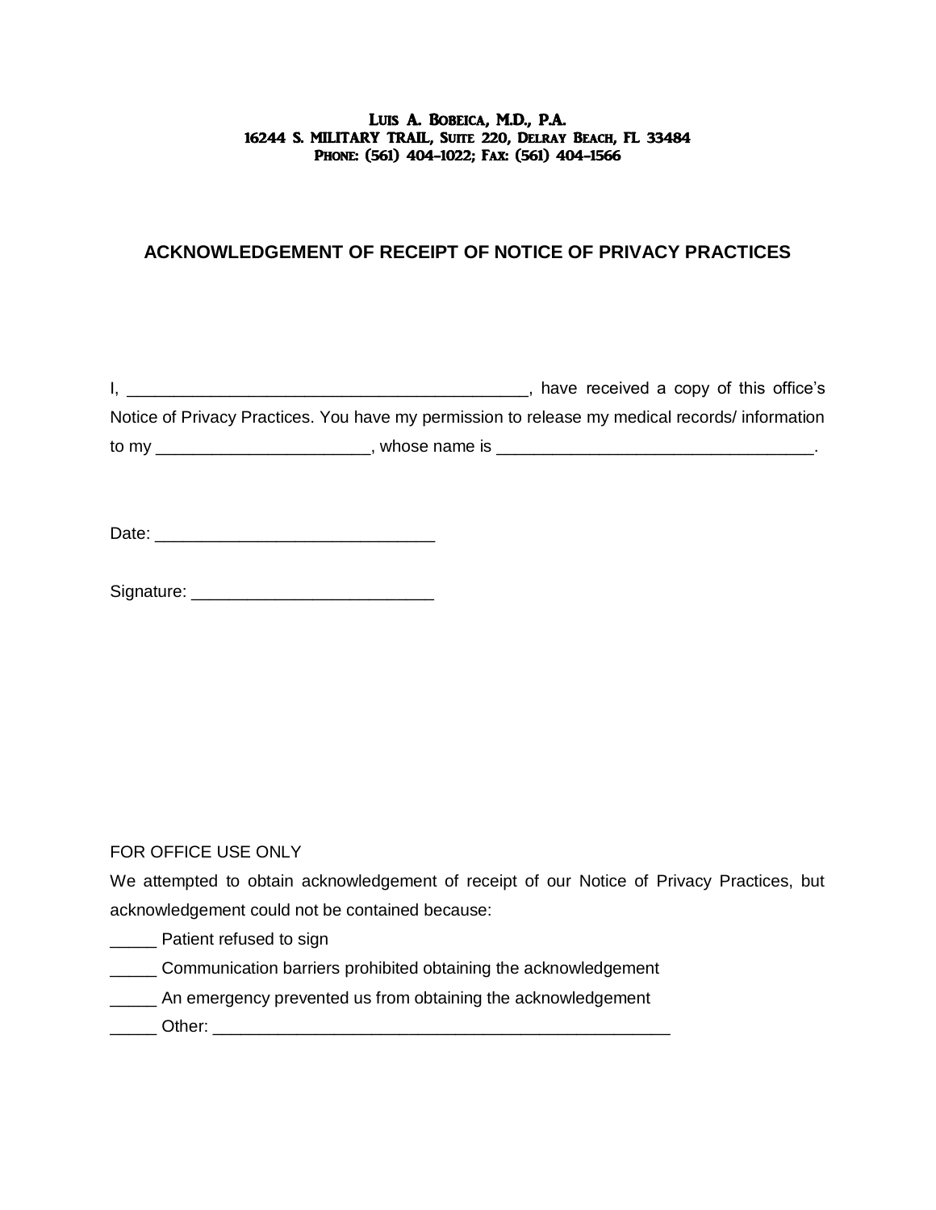**LUIS A. BOBEICA, M.D., P.A.**
**16244 S. MILITARY TRAIL, SUITE 220, DELRAY BEACH, FL 33484**
**PHONE: (561) 404-1022; FAX: (561) 404-1566**

## ACKNOWLEDGEMENT OF RECEIPT OF NOTICE OF PRIVACY PRACTICES

I, ___________________________________________, have received a copy of this office's Notice of Privacy Practices. You have my permission to release my medical records/ information to my ______________________, whose name is _________________________________.

Date: _____________________________

Signature: _________________________

FOR OFFICE USE ONLY

We attempted to obtain acknowledgement of receipt of our Notice of Privacy Practices, but acknowledgement could not be contained because:

_____ Patient refused to sign

_____ Communication barriers prohibited obtaining the acknowledgement

_____ An emergency prevented us from obtaining the acknowledgement

_____ Other: ___________________________________________________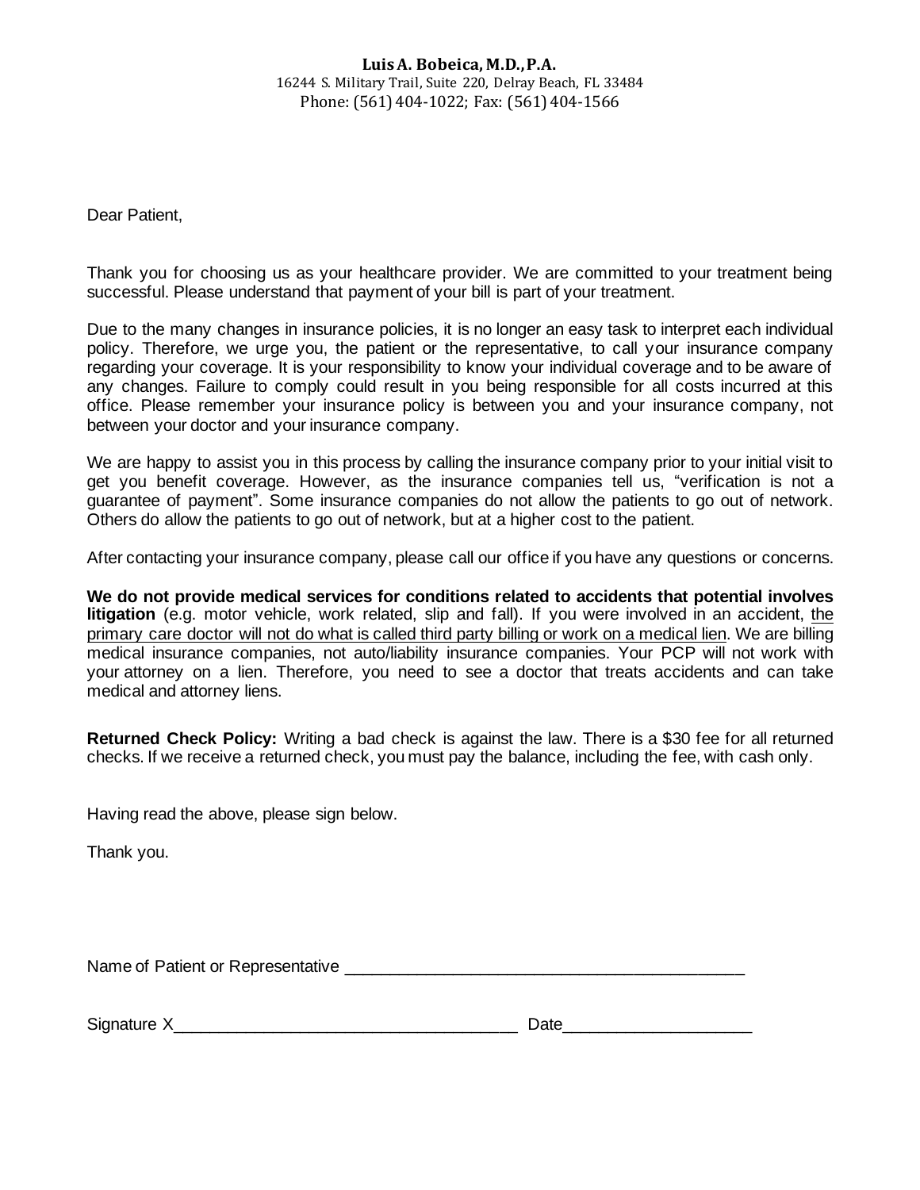**Luis A. Bobeica, M.D., P.A.**
16244 S. Military Trail, Suite 220, Delray Beach, FL 33484
Phone: (561) 404-1022; Fax: (561) 404-1566

Dear Patient,

Thank you for choosing us as your healthcare provider. We are committed to your treatment being successful. Please understand that payment of your bill is part of your treatment.

Due to the many changes in insurance policies, it is no longer an easy task to interpret each individual policy. Therefore, we urge you, the patient or the representative, to call your insurance company regarding your coverage. It is your responsibility to know your individual coverage and to be aware of any changes. Failure to comply could result in you being responsible for all costs incurred at this office. Please remember your insurance policy is between you and your insurance company, not between your doctor and your insurance company.

We are happy to assist you in this process by calling the insurance company prior to your initial visit to get you benefit coverage. However, as the insurance companies tell us, "verification is not a guarantee of payment". Some insurance companies do not allow the patients to go out of network. Others do allow the patients to go out of network, but at a higher cost to the patient.

After contacting your insurance company, please call our office if you have any questions or concerns.

**We do not provide medical services for conditions related to accidents that potential involves litigation** (e.g. motor vehicle, work related, slip and fall). If you were involved in an accident, <u>the primary care doctor will not do what is called third party billing or work on a medical lien</u>. We are billing medical insurance companies, not auto/liability insurance companies. Your PCP will not work with your attorney on a lien. Therefore, you need to see a doctor that treats accidents and can take medical and attorney liens.

**Returned Check Policy:** Writing a bad check is against the law. There is a $30 fee for all returned checks. If we receive a returned check, you must pay the balance, including the fee, with cash only.

Having read the above, please sign below.

Thank you.

Name of Patient or Representative ____________________________________________

Signature X_____________________________________ Date____________________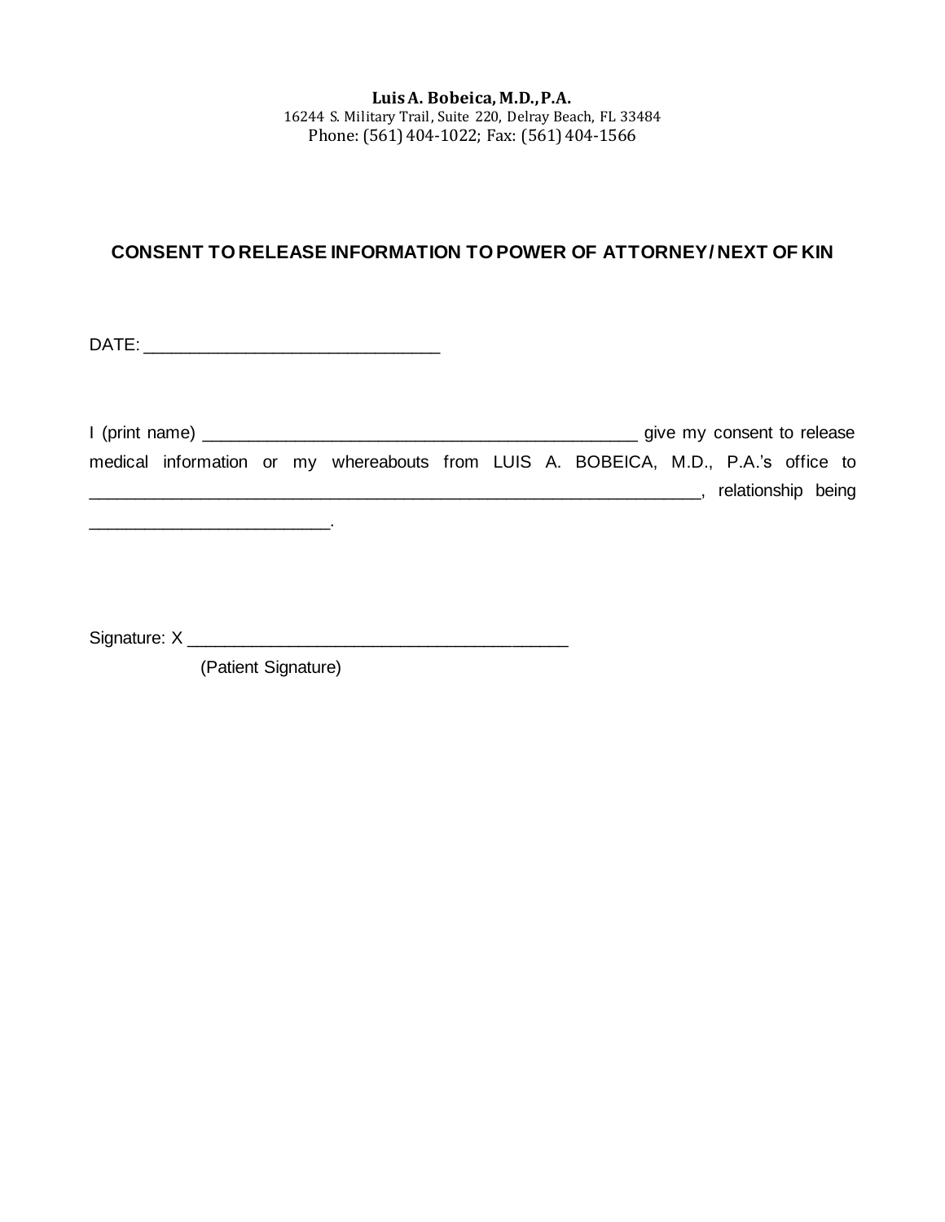**Luis A. Bobeica, M.D., P.A.**
16244 S. Military Trail, Suite 220, Delray Beach, FL 33484
Phone: (561) 404-1022; Fax: (561) 404-1566

## CONSENT TO RELEASE INFORMATION TO POWER OF ATTORNEY / NEXT OF KIN

DATE: ______________________________

I (print name) ____________________________________________ give my consent to release medical information or my whereabouts from LUIS A. BOBEICA, M.D., P.A.'s office to ________________________________________________________________, relationship being ________________________.

Signature: X _______________________________________
(Patient Signature)